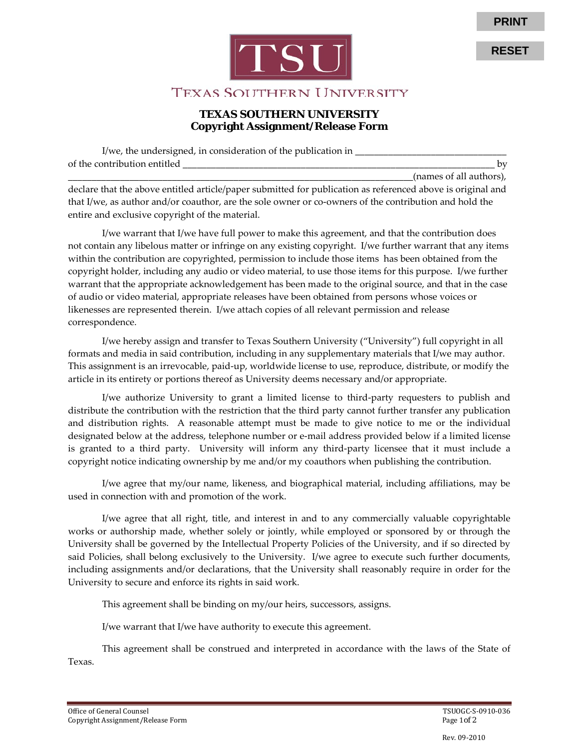PRINT

RESET

TEXAS SOUTHERN UNIVERSITY

# TEXAS SOUTHERN UNIVERSITY
## Copyright Assignment/Release Form

I/we, the undersigned, in consideration of the publication in ________________________________ of the contribution entitled ______________________________________________________________________ by _____________________________________________________________________________(names of all authors), declare that the above entitled article/paper submitted for publication as referenced above is original and that I/we, as author and/or coauthor, are the sole owner or co-owners of the contribution and hold the entire and exclusive copyright of the material.

I/we warrant that I/we have full power to make this agreement, and that the contribution does not contain any libelous matter or infringe on any existing copyright. I/we further warrant that any items within the contribution are copyrighted, permission to include those items has been obtained from the copyright holder, including any audio or video material, to use those items for this purpose. I/we further warrant that the appropriate acknowledgement has been made to the original source, and that in the case of audio or video material, appropriate releases have been obtained from persons whose voices or likenesses are represented therein. I/we attach copies of all relevant permission and release correspondence.

I/we hereby assign and transfer to Texas Southern University ("University") full copyright in all formats and media in said contribution, including in any supplementary materials that I/we may author. This assignment is an irrevocable, paid-up, worldwide license to use, reproduce, distribute, or modify the article in its entirety or portions thereof as University deems necessary and/or appropriate.

I/we authorize University to grant a limited license to third-party requesters to publish and distribute the contribution with the restriction that the third party cannot further transfer any publication and distribution rights. A reasonable attempt must be made to give notice to me or the individual designated below at the address, telephone number or e-mail address provided below if a limited license is granted to a third party. University will inform any third-party licensee that it must include a copyright notice indicating ownership by me and/or my coauthors when publishing the contribution.

I/we agree that my/our name, likeness, and biographical material, including affiliations, may be used in connection with and promotion of the work.

I/we agree that all right, title, and interest in and to any commercially valuable copyrightable works or authorship made, whether solely or jointly, while employed or sponsored by or through the University shall be governed by the Intellectual Property Policies of the University, and if so directed by said Policies, shall belong exclusively to the University. I/we agree to execute such further documents, including assignments and/or declarations, that the University shall reasonably require in order for the University to secure and enforce its rights in said work.

This agreement shall be binding on my/our heirs, successors, assigns.

I/we warrant that I/we have authority to execute this agreement.

This agreement shall be construed and interpreted in accordance with the laws of the State of Texas.

Office of General Counsel
Copyright Assignment/Release Form

TSUOGC-S-0910-036

Rev. 09-2010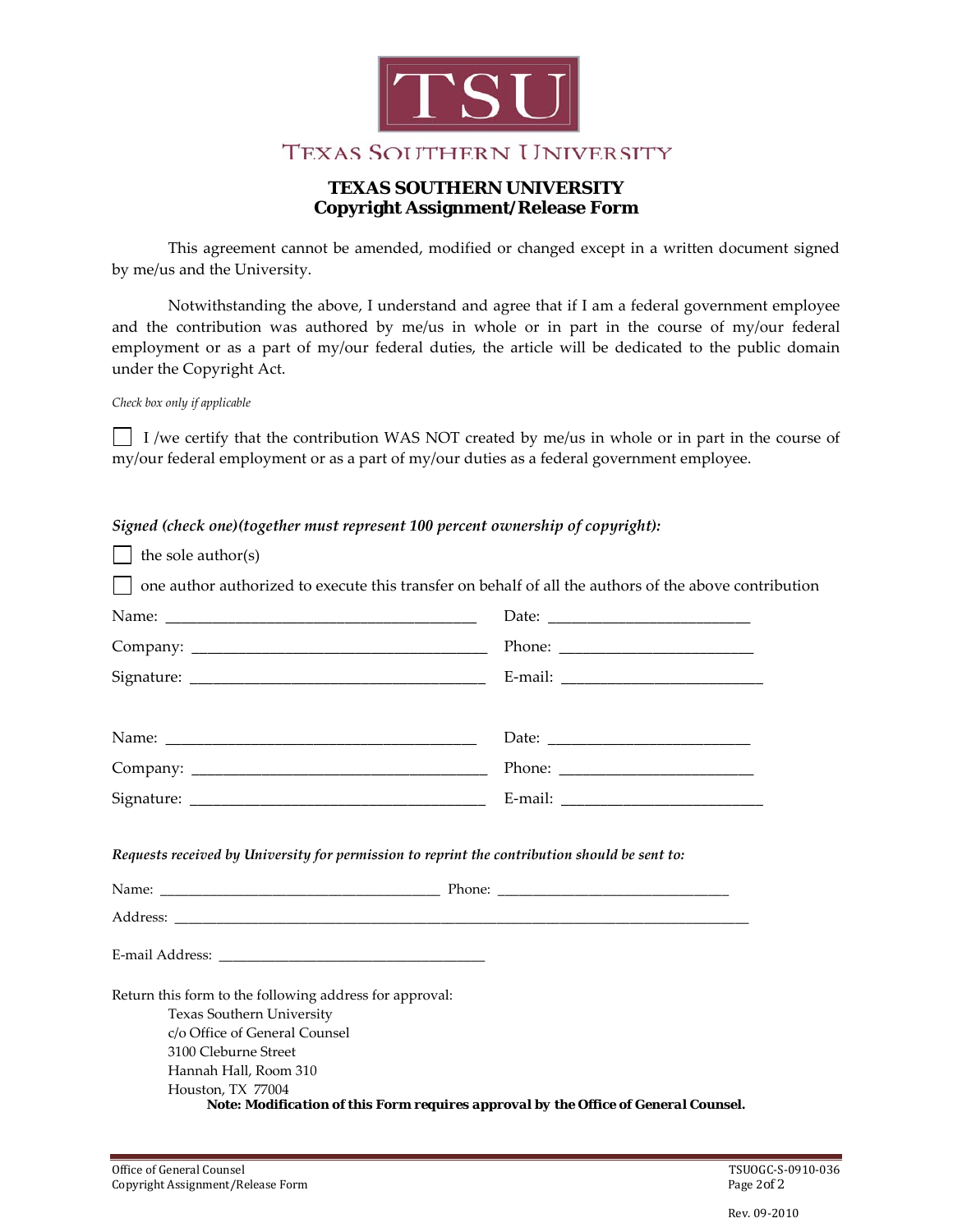TEXAS SOUTHERN UNIVERSITY

## TEXAS SOUTHERN UNIVERSITY
## Copyright Assignment/Release Form

This agreement cannot be amended, modified or changed except in a written document signed by me/us and the University.

Notwithstanding the above, I understand and agree that if I am a federal government employee and the contribution was authored by me/us in whole or in part in the course of my/our federal employment or as a part of my/our federal duties, the article will be dedicated to the public domain under the Copyright Act.

*Check box only if applicable*

☐ I /we certify that the contribution WAS NOT created by me/us in whole or in part in the course of my/our federal employment or as a part of my/our duties as a federal government employee.

***Signed (check one)(together must represent 100 percent ownership of copyright):***

☐ the sole author(s)

☐ one author authorized to execute this transfer on behalf of all the authors of the above contribution

Name: ______________________________ Date: ______________________

Company: ____________________________ Phone: _____________________

Signature: ___________________________ E-mail: _____________________

Name: ______________________________ Date: ______________________

Company: ____________________________ Phone: _____________________

Signature: ___________________________ E-mail: _____________________

***Requests received by University for permission to reprint the contribution should be sent to:***

Name: ______________________________ Phone: ________________________

Address: ____________________________________________________________

E-mail Address: ______________________________

Return this form to the following address for approval:

Texas Southern University
c/o Office of General Counsel
3100 Cleburne Street
Hannah Hall, Room 310
Houston, TX 77004

**Note: Modification of this Form requires approval by the Office of General Counsel.**